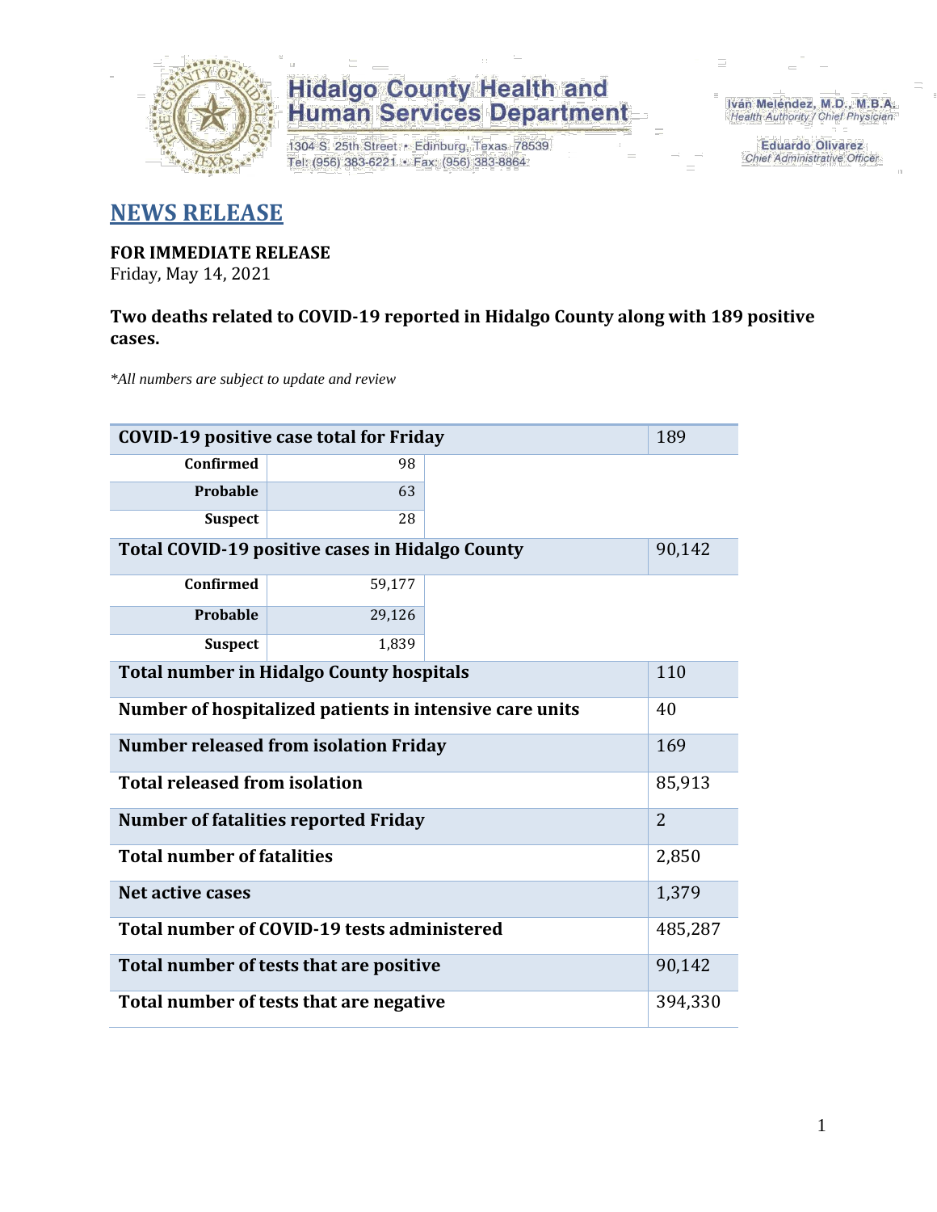Hidalgo County Health and Human Services Department

1304 S. 25th Street • Edinburg, Texas 78539
Tel: (956) 383-6221 • Fax: (956) 383-8864

Iván Meléndez, M.D., M.B.A.
Health Authority / Chief Physician

Eduardo Olivarez
Chief Administrative Officer

# NEWS RELEASE

**FOR IMMEDIATE RELEASE**
Friday, May 14, 2021

**Two deaths related to COVID-19 reported in Hidalgo County along with 189 positive cases.**

*\*All numbers are subject to update and review*

| **COVID-19 positive case total for Friday** | | 189 |
|---|---|---|
| **Confirmed** | 98 | |
| **Probable** | 63 | |
| **Suspect** | 28 | |
| **Total COVID-19 positive cases in Hidalgo County** | | 90,142 |
| **Confirmed** | 59,177 | |
| **Probable** | 29,126 | |
| **Suspect** | 1,839 | |
| **Total number in Hidalgo County hospitals** | | 110 |
| **Number of hospitalized patients in intensive care units** | | 40 |
| **Number released from isolation Friday** | | 169 |
| **Total released from isolation** | | 85,913 |
| **Number of fatalities reported Friday** | | 2 |
| **Total number of fatalities** | | 2,850 |
| **Net active cases** | | 1,379 |
| **Total number of COVID-19 tests administered** | | 485,287 |
| **Total number of tests that are positive** | | 90,142 |
| **Total number of tests that are negative** | | 394,330 |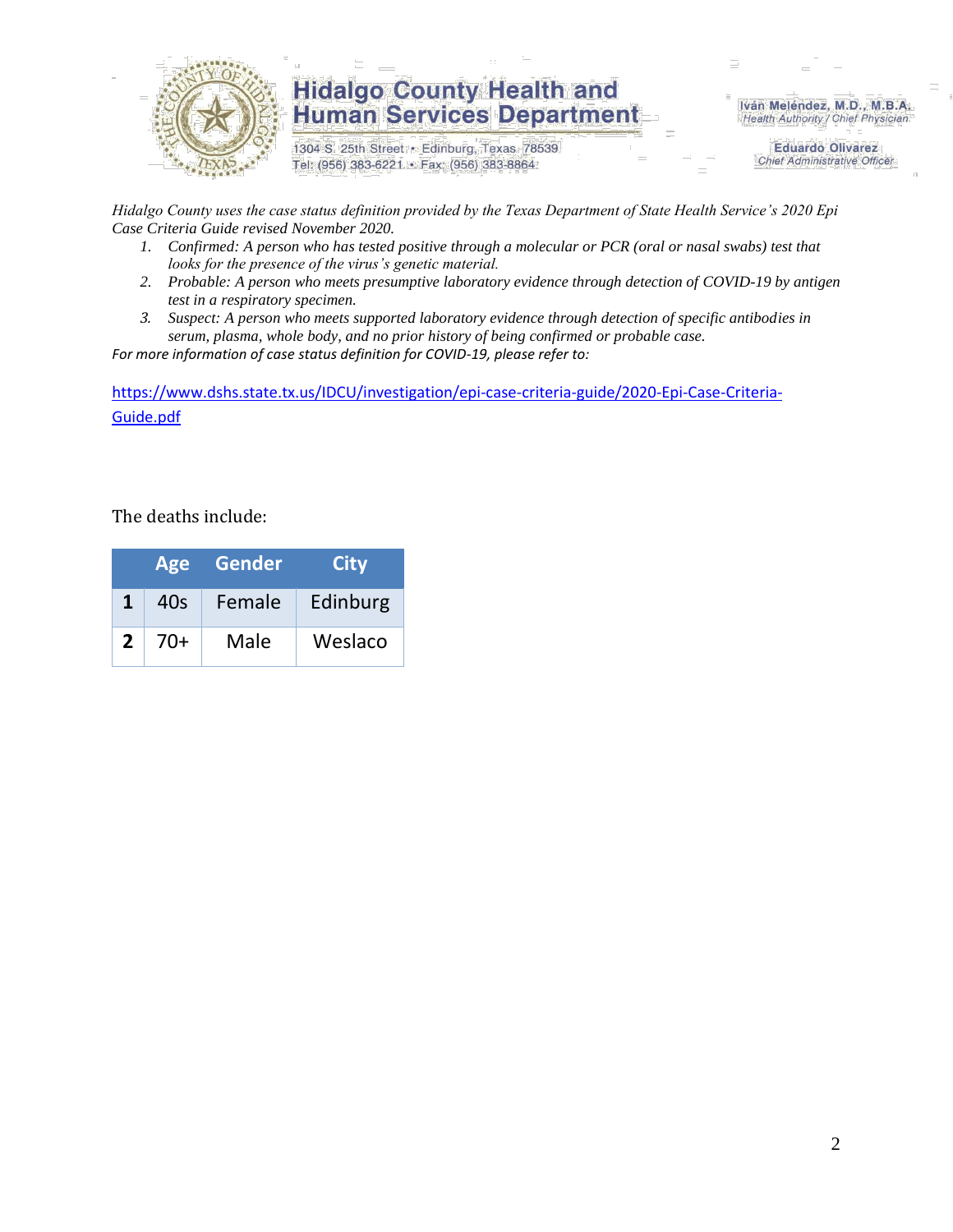*Hidalgo County uses the case status definition provided by the Texas Department of State Health Service's 2020 Epi Case Criteria Guide revised November 2020.*

1. *Confirmed: A person who has tested positive through a molecular or PCR (oral or nasal swabs) test that looks for the presence of the virus's genetic material.*
2. *Probable: A person who meets presumptive laboratory evidence through detection of COVID-19 by antigen test in a respiratory specimen.*
3. *Suspect: A person who meets supported laboratory evidence through detection of specific antibodies in serum, plasma, whole body, and no prior history of being confirmed or probable case.*

*For more information of case status definition for COVID-19, please refer to:*

https://www.dshs.state.tx.us/IDCU/investigation/epi-case-criteria-guide/2020-Epi-Case-Criteria-Guide.pdf

The deaths include:

| | Age | Gender | City |
|---|---|---|---|
| **1** | 40s | Female | Edinburg |
| **2** | 70+ | Male | Weslaco |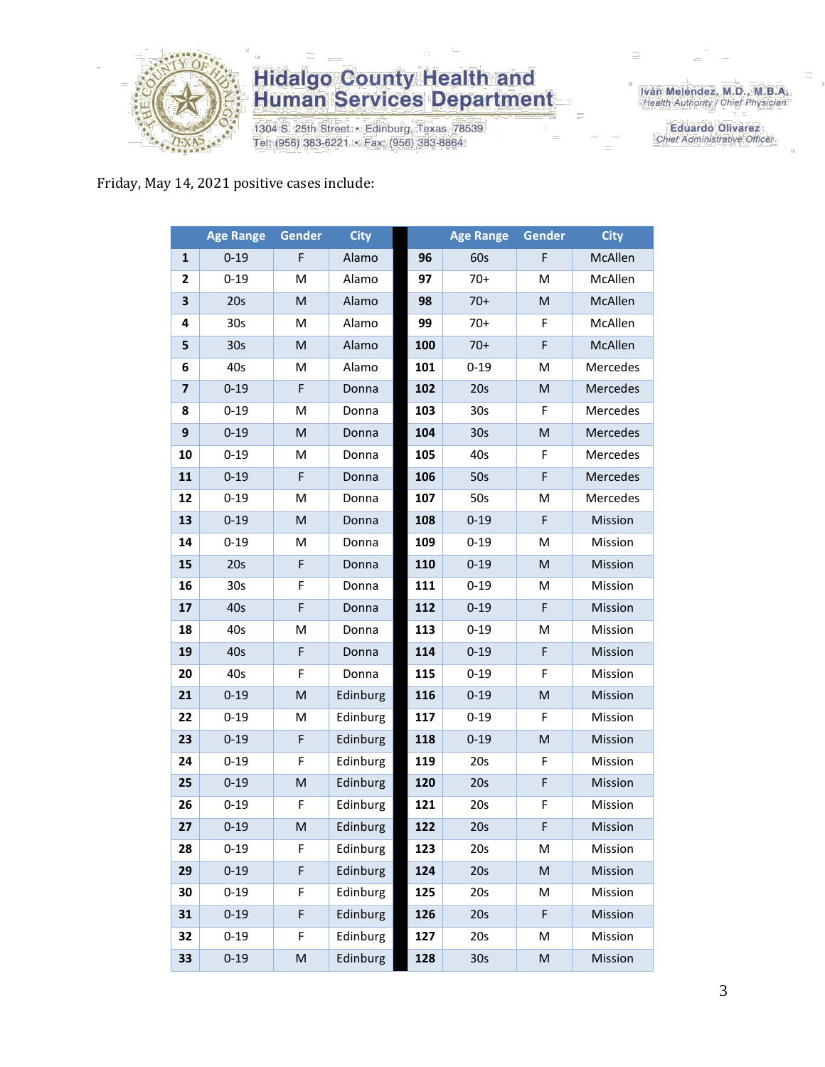Friday, May 14, 2021 positive cases include:

| | Age Range | Gender | City | | Age Range | Gender | City |
|---|---|---|---|---|---|---|---|
| 1 | 0-19 | F | Alamo | 96 | 60s | F | McAllen |
| 2 | 0-19 | M | Alamo | 97 | 70+ | M | McAllen |
| 3 | 20s | M | Alamo | 98 | 70+ | M | McAllen |
| 4 | 30s | M | Alamo | 99 | 70+ | F | McAllen |
| 5 | 30s | M | Alamo | 100 | 70+ | F | McAllen |
| 6 | 40s | M | Alamo | 101 | 0-19 | M | Mercedes |
| 7 | 0-19 | F | Donna | 102 | 20s | M | Mercedes |
| 8 | 0-19 | M | Donna | 103 | 30s | F | Mercedes |
| 9 | 0-19 | M | Donna | 104 | 30s | M | Mercedes |
| 10 | 0-19 | M | Donna | 105 | 40s | F | Mercedes |
| 11 | 0-19 | F | Donna | 106 | 50s | F | Mercedes |
| 12 | 0-19 | M | Donna | 107 | 50s | M | Mercedes |
| 13 | 0-19 | M | Donna | 108 | 0-19 | F | Mission |
| 14 | 0-19 | M | Donna | 109 | 0-19 | M | Mission |
| 15 | 20s | F | Donna | 110 | 0-19 | M | Mission |
| 16 | 30s | F | Donna | 111 | 0-19 | M | Mission |
| 17 | 40s | F | Donna | 112 | 0-19 | F | Mission |
| 18 | 40s | M | Donna | 113 | 0-19 | M | Mission |
| 19 | 40s | F | Donna | 114 | 0-19 | F | Mission |
| 20 | 40s | F | Donna | 115 | 0-19 | F | Mission |
| 21 | 0-19 | M | Edinburg | 116 | 0-19 | M | Mission |
| 22 | 0-19 | M | Edinburg | 117 | 0-19 | F | Mission |
| 23 | 0-19 | F | Edinburg | 118 | 0-19 | M | Mission |
| 24 | 0-19 | F | Edinburg | 119 | 20s | F | Mission |
| 25 | 0-19 | M | Edinburg | 120 | 20s | F | Mission |
| 26 | 0-19 | F | Edinburg | 121 | 20s | F | Mission |
| 27 | 0-19 | M | Edinburg | 122 | 20s | F | Mission |
| 28 | 0-19 | F | Edinburg | 123 | 20s | M | Mission |
| 29 | 0-19 | F | Edinburg | 124 | 20s | M | Mission |
| 30 | 0-19 | F | Edinburg | 125 | 20s | M | Mission |
| 31 | 0-19 | F | Edinburg | 126 | 20s | F | Mission |
| 32 | 0-19 | F | Edinburg | 127 | 20s | M | Mission |
| 33 | 0-19 | M | Edinburg | 128 | 30s | M | Mission |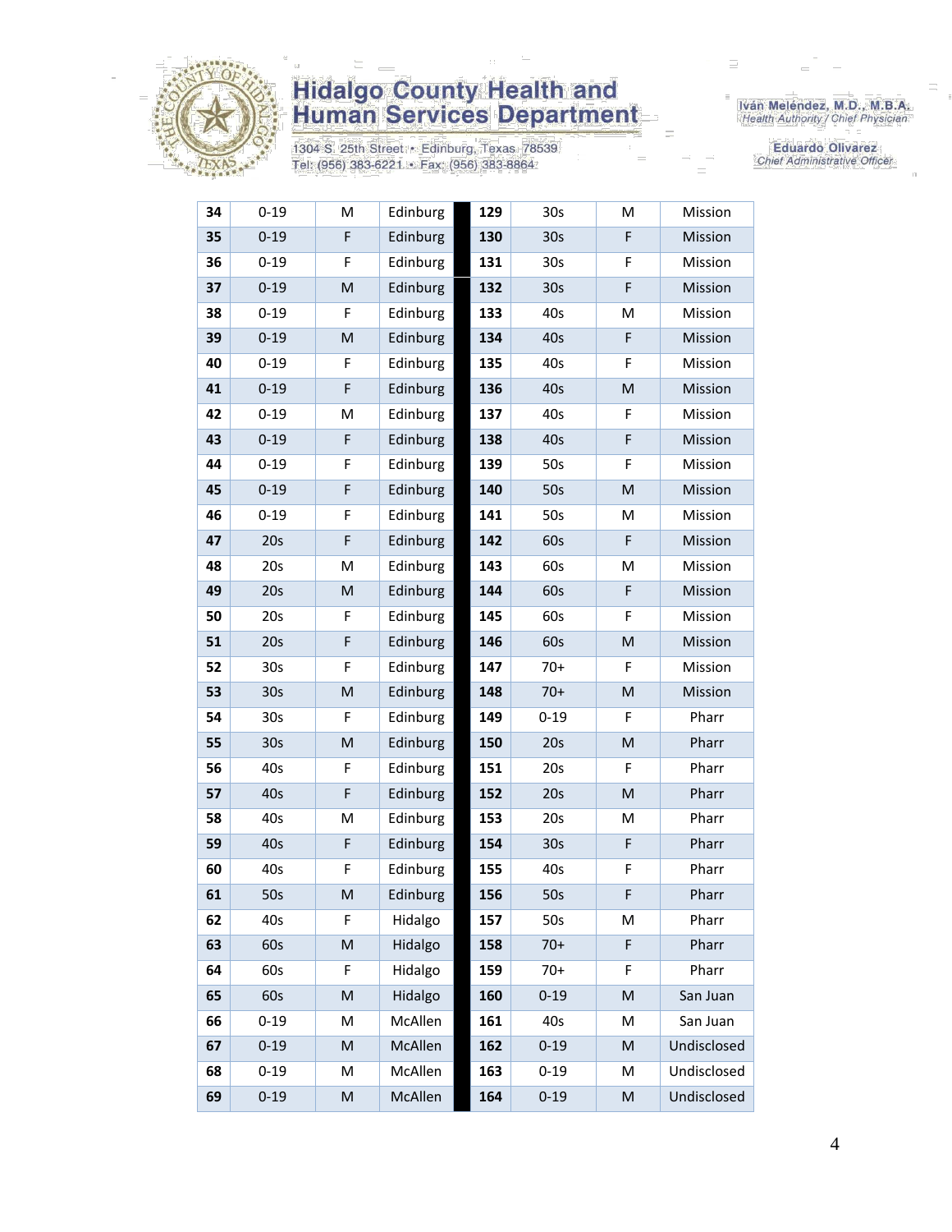| 34 | 0-19 | M | Edinburg | | 129 | 30s | M | Mission |
|---|---|---|---|---|---|---|---|---|
| 35 | 0-19 | F | Edinburg | | 130 | 30s | F | Mission |
| 36 | 0-19 | F | Edinburg | | 131 | 30s | F | Mission |
| 37 | 0-19 | M | Edinburg | | 132 | 30s | F | Mission |
| 38 | 0-19 | F | Edinburg | | 133 | 40s | M | Mission |
| 39 | 0-19 | M | Edinburg | | 134 | 40s | F | Mission |
| 40 | 0-19 | F | Edinburg | | 135 | 40s | F | Mission |
| 41 | 0-19 | F | Edinburg | | 136 | 40s | M | Mission |
| 42 | 0-19 | M | Edinburg | | 137 | 40s | F | Mission |
| 43 | 0-19 | F | Edinburg | | 138 | 40s | F | Mission |
| 44 | 0-19 | F | Edinburg | | 139 | 50s | F | Mission |
| 45 | 0-19 | F | Edinburg | | 140 | 50s | M | Mission |
| 46 | 0-19 | F | Edinburg | | 141 | 50s | M | Mission |
| 47 | 20s | F | Edinburg | | 142 | 60s | F | Mission |
| 48 | 20s | M | Edinburg | | 143 | 60s | M | Mission |
| 49 | 20s | M | Edinburg | | 144 | 60s | F | Mission |
| 50 | 20s | F | Edinburg | | 145 | 60s | F | Mission |
| 51 | 20s | F | Edinburg | | 146 | 60s | M | Mission |
| 52 | 30s | F | Edinburg | | 147 | 70+ | F | Mission |
| 53 | 30s | M | Edinburg | | 148 | 70+ | M | Mission |
| 54 | 30s | F | Edinburg | | 149 | 0-19 | F | Pharr |
| 55 | 30s | M | Edinburg | | 150 | 20s | M | Pharr |
| 56 | 40s | F | Edinburg | | 151 | 20s | F | Pharr |
| 57 | 40s | F | Edinburg | | 152 | 20s | M | Pharr |
| 58 | 40s | M | Edinburg | | 153 | 20s | M | Pharr |
| 59 | 40s | F | Edinburg | | 154 | 30s | F | Pharr |
| 60 | 40s | F | Edinburg | | 155 | 40s | F | Pharr |
| 61 | 50s | M | Edinburg | | 156 | 50s | F | Pharr |
| 62 | 40s | F | Hidalgo | | 157 | 50s | M | Pharr |
| 63 | 60s | M | Hidalgo | | 158 | 70+ | F | Pharr |
| 64 | 60s | F | Hidalgo | | 159 | 70+ | F | Pharr |
| 65 | 60s | M | Hidalgo | | 160 | 0-19 | M | San Juan |
| 66 | 0-19 | M | McAllen | | 161 | 40s | M | San Juan |
| 67 | 0-19 | M | McAllen | | 162 | 0-19 | M | Undisclosed |
| 68 | 0-19 | M | McAllen | | 163 | 0-19 | M | Undisclosed |
| 69 | 0-19 | M | McAllen | | 164 | 0-19 | M | Undisclosed |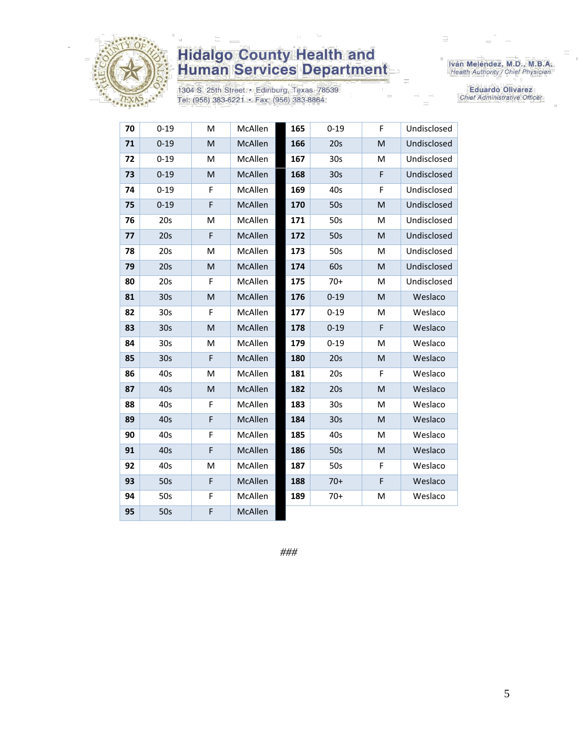| | | | | | | | |
|---|---|---|---|---|---|---|---|
| **70** | 0-19 | M | McAllen | **165** | 0-19 | F | Undisclosed |
| **71** | 0-19 | M | McAllen | **166** | 20s | M | Undisclosed |
| **72** | 0-19 | M | McAllen | **167** | 30s | M | Undisclosed |
| **73** | 0-19 | M | McAllen | **168** | 30s | F | Undisclosed |
| **74** | 0-19 | F | McAllen | **169** | 40s | F | Undisclosed |
| **75** | 0-19 | F | McAllen | **170** | 50s | M | Undisclosed |
| **76** | 20s | M | McAllen | **171** | 50s | M | Undisclosed |
| **77** | 20s | F | McAllen | **172** | 50s | M | Undisclosed |
| **78** | 20s | M | McAllen | **173** | 50s | M | Undisclosed |
| **79** | 20s | M | McAllen | **174** | 60s | M | Undisclosed |
| **80** | 20s | F | McAllen | **175** | 70+ | M | Undisclosed |
| **81** | 30s | M | McAllen | **176** | 0-19 | M | Weslaco |
| **82** | 30s | F | McAllen | **177** | 0-19 | M | Weslaco |
| **83** | 30s | M | McAllen | **178** | 0-19 | F | Weslaco |
| **84** | 30s | M | McAllen | **179** | 0-19 | M | Weslaco |
| **85** | 30s | F | McAllen | **180** | 20s | M | Weslaco |
| **86** | 40s | M | McAllen | **181** | 20s | F | Weslaco |
| **87** | 40s | M | McAllen | **182** | 20s | M | Weslaco |
| **88** | 40s | F | McAllen | **183** | 30s | M | Weslaco |
| **89** | 40s | F | McAllen | **184** | 30s | M | Weslaco |
| **90** | 40s | F | McAllen | **185** | 40s | M | Weslaco |
| **91** | 40s | F | McAllen | **186** | 50s | M | Weslaco |
| **92** | 40s | M | McAllen | **187** | 50s | F | Weslaco |
| **93** | 50s | F | McAllen | **188** | 70+ | F | Weslaco |
| **94** | 50s | F | McAllen | **189** | 70+ | M | Weslaco |
| **95** | 50s | F | McAllen | | | | |

###